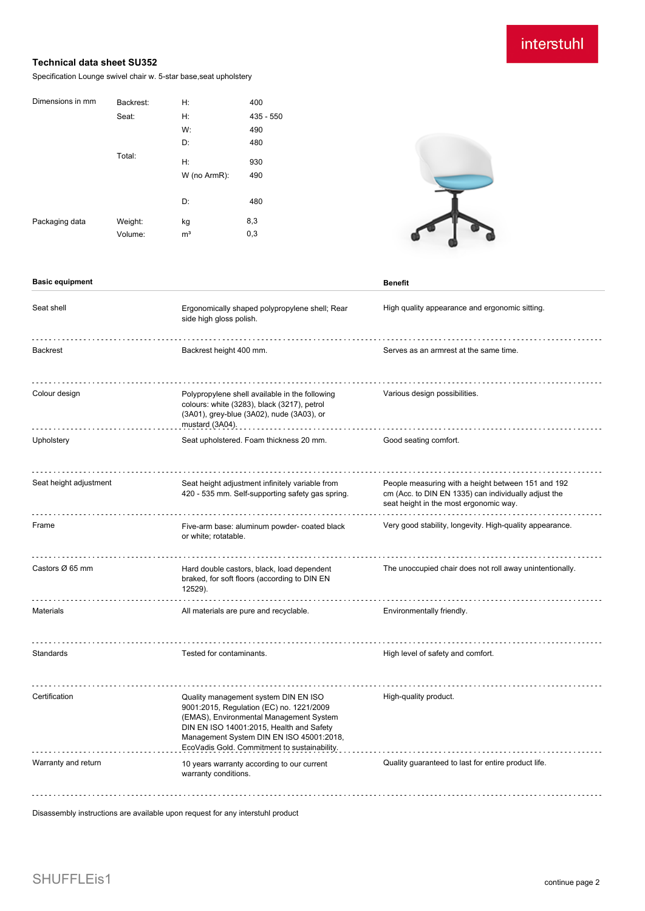interstuhl

# Technical data sheet SU352

Specification Lounge swivel chair w. 5-star base,seat upholstery

| Dimensions in mm | Backrest: | H: | 400 |
|---|---|---|---|
| | Seat: | H: | 435 - 550 |
| | | W: | 490 |
| | | D: | 480 |
| | Total: | H: | 930 |
| | | W (no ArmR): | 490 |
| | | D: | 480 |
| Packaging data | Weight: | kg | 8,3 |
| | Volume: | m³ | 0,3 |

| Basic equipment | | Benefit |
|---|---|---|
| Seat shell | Ergonomically shaped polypropylene shell; Rear side high gloss polish. | High quality appearance and ergonomic sitting. |
| Backrest | Backrest height 400 mm. | Serves as an armrest at the same time. |
| Colour design | Polypropylene shell available in the following colours: white (3283), black (3217), petrol (3A01), grey-blue (3A02), nude (3A03), or mustard (3A04). | Various design possibilities. |
| Upholstery | Seat upholstered. Foam thickness 20 mm. | Good seating comfort. |
| Seat height adjustment | Seat height adjustment infinitely variable from 420 - 535 mm. Self-supporting safety gas spring. | People measuring with a height between 151 and 192 cm (Acc. to DIN EN 1335) can individually adjust the seat height in the most ergonomic way. |
| Frame | Five-arm base: aluminum powder- coated black or white; rotatable. | Very good stability, longevity. High-quality appearance. |
| Castors Ø 65 mm | Hard double castors, black, load dependent braked, for soft floors (according to DIN EN 12529). | The unoccupied chair does not roll away unintentionally. |
| Materials | All materials are pure and recyclable. | Environmentally friendly. |
| Standards | Tested for contaminants. | High level of safety and comfort. |
| Certification | Quality management system DIN EN ISO 9001:2015, Regulation (EC) no. 1221/2009 (EMAS), Environmental Management System DIN EN ISO 14001:2015, Health and Safety Management System DIN EN ISO 45001:2018, EcoVadis Gold. Commitment to sustainability. | High-quality product. |
| Warranty and return | 10 years warranty according to our current warranty conditions. | Quality guaranteed to last for entire product life. |

Disassembly instructions are available upon request for any interstuhl product

SHUFFLEis1

continue page 2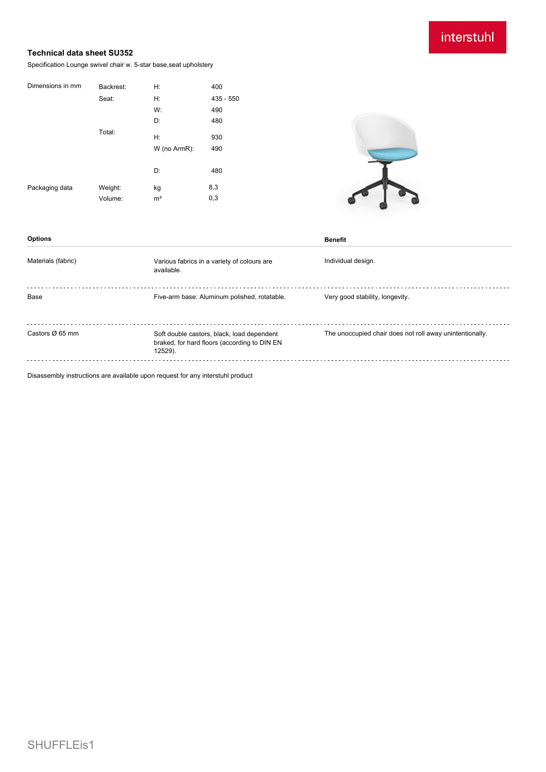interstuhl

## Technical data sheet SU352

Specification Lounge swivel chair w. 5-star base,seat upholstery

| | | | |
|---|---|---|---|
| Dimensions in mm | Backrest: | H: | 400 |
| | Seat: | H: | 435 - 550 |
| | | W: | 490 |
| | | D: | 480 |
| | Total: | H: | 930 |
| | | W (no ArmR): | 490 |
| | | D: | 480 |
| Packaging data | Weight: | kg | 8,3 |
| | Volume: | m³ | 0,3 |

| Options | | Benefit |
|---|---|---|
| Materials (fabric) | Various fabrics in a variety of colours are available. | Individual design. |
| Base | Five-arm base: Aluminum polished, rotatable. | Very good stability, longevity. |
| Castors Ø 65 mm | Soft double castors, black, load dependent braked, for hard floors (according to DIN EN 12529). | The unoccupied chair does not roll away unintentionally. |

Disassembly instructions are available upon request for any interstuhl product

SHUFFLEis1